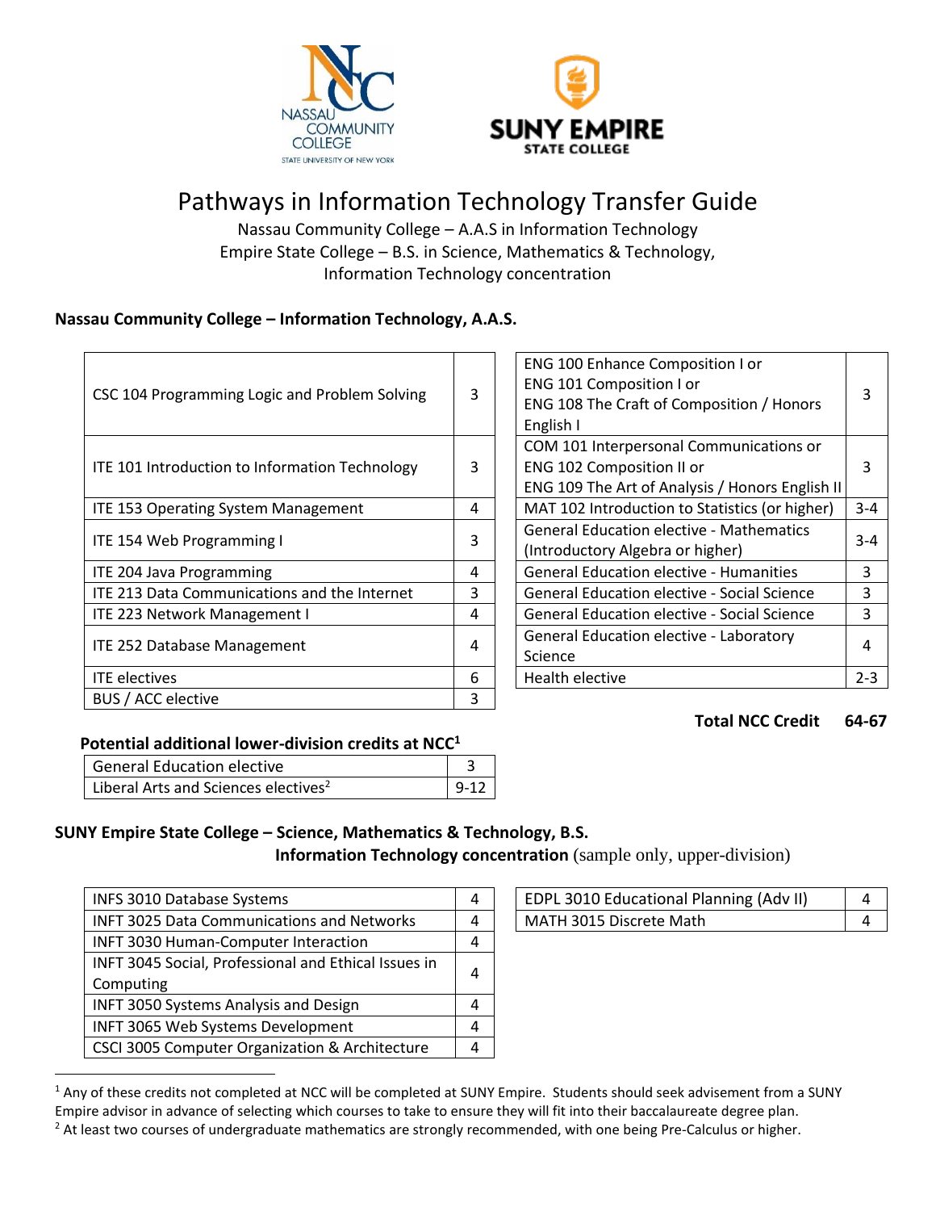# Pathways in Information Technology Transfer Guide

Nassau Community College – A.A.S in Information Technology
Empire State College – B.S. in Science, Mathematics & Technology,
Information Technology concentration

## Nassau Community College – Information Technology, A.A.S.

| Course | Credits |
|---|---|
| CSC 104 Programming Logic and Problem Solving | 3 |
| ITE 101 Introduction to Information Technology | 3 |
| ITE 153 Operating System Management | 4 |
| ITE 154 Web Programming I | 3 |
| ITE 204 Java Programming | 4 |
| ITE 213 Data Communications and the Internet | 3 |
| ITE 223 Network Management I | 4 |
| ITE 252 Database Management | 4 |
| ITE electives | 6 |
| BUS / ACC elective | 3 |

| Course | Credits |
|---|---|
| ENG 100 Enhance Composition I or ENG 101 Composition I or ENG 108 The Craft of Composition / Honors English I | 3 |
| COM 101 Interpersonal Communications or ENG 102 Composition II or ENG 109 The Art of Analysis / Honors English II | 3 |
| MAT 102 Introduction to Statistics (or higher) | 3-4 |
| General Education elective - Mathematics (Introductory Algebra or higher) | 3-4 |
| General Education elective - Humanities | 3 |
| General Education elective - Social Science | 3 |
| General Education elective - Social Science | 3 |
| General Education elective - Laboratory Science | 4 |
| Health elective | 2-3 |

**Total NCC Credit 64-67**

**Potential additional lower-division credits at NCC[1]**

| Course | Credits |
|---|---|
| General Education elective | 3 |
| Liberal Arts and Sciences electives[2] | 9-12 |

## SUNY Empire State College – Science, Mathematics & Technology, B.S.

**Information Technology concentration** (sample only, upper-division)

| Course | Credits |
|---|---|
| INFS 3010 Database Systems | 4 |
| INFT 3025 Data Communications and Networks | 4 |
| INFT 3030 Human-Computer Interaction | 4 |
| INFT 3045 Social, Professional and Ethical Issues in Computing | 4 |
| INFT 3050 Systems Analysis and Design | 4 |
| INFT 3065 Web Systems Development | 4 |
| CSCI 3005 Computer Organization & Architecture | 4 |

| Course | Credits |
|---|---|
| EDPL 3010 Educational Planning (Adv II) | 4 |
| MATH 3015 Discrete Math | 4 |

---

[1] Any of these credits not completed at NCC will be completed at SUNY Empire. Students should seek advisement from a SUNY Empire advisor in advance of selecting which courses to take to ensure they will fit into their baccalaureate degree plan.

[2] At least two courses of undergraduate mathematics are strongly recommended, with one being Pre-Calculus or higher.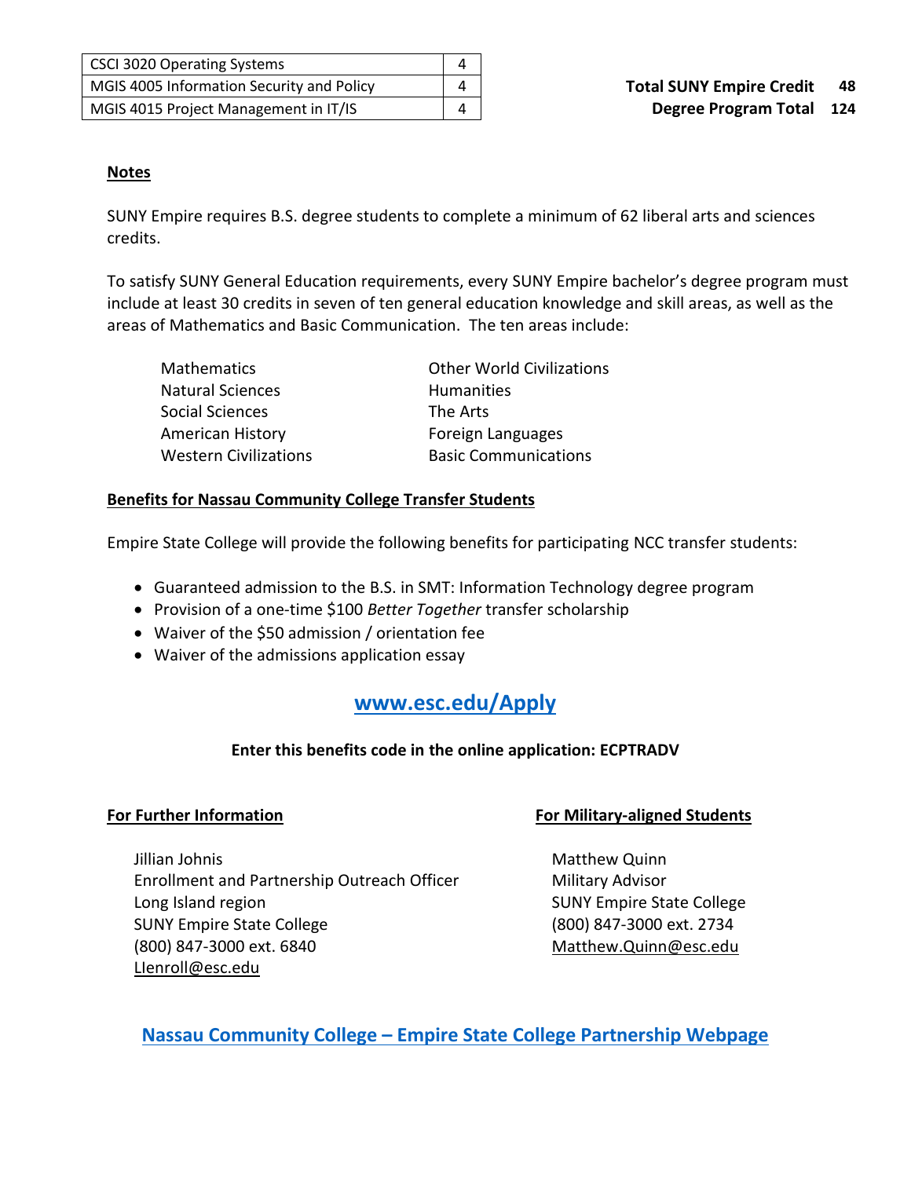| | |
|---|---|
| CSCI 3020 Operating Systems | 4 |
| MGIS 4005 Information Security and Policy | 4 |
| MGIS 4015 Project Management in IT/IS | 4 |

**Total SUNY Empire Credit 48**
**Degree Program Total 124**

**Notes**

SUNY Empire requires B.S. degree students to complete a minimum of 62 liberal arts and sciences credits.

To satisfy SUNY General Education requirements, every SUNY Empire bachelor's degree program must include at least 30 credits in seven of ten general education knowledge and skill areas, as well as the areas of Mathematics and Basic Communication. The ten areas include:

- Mathematics
- Natural Sciences
- Social Sciences
- American History
- Western Civilizations
- Other World Civilizations
- Humanities
- The Arts
- Foreign Languages
- Basic Communications

**Benefits for Nassau Community College Transfer Students**

Empire State College will provide the following benefits for participating NCC transfer students:

- Guaranteed admission to the B.S. in SMT: Information Technology degree program
- Provision of a one-time $100 *Better Together* transfer scholarship
- Waiver of the $50 admission / orientation fee
- Waiver of the admissions application essay

## www.esc.edu/Apply

**Enter this benefits code in the online application: ECPTRADV**

**For Further Information**

Jillian Johnis
Enrollment and Partnership Outreach Officer
Long Island region
SUNY Empire State College
(800) 847-3000 ext. 6840
LIenroll@esc.edu

**For Military-aligned Students**

Matthew Quinn
Military Advisor
SUNY Empire State College
(800) 847-3000 ext. 2734
Matthew.Quinn@esc.edu

**Nassau Community College – Empire State College Partnership Webpage**